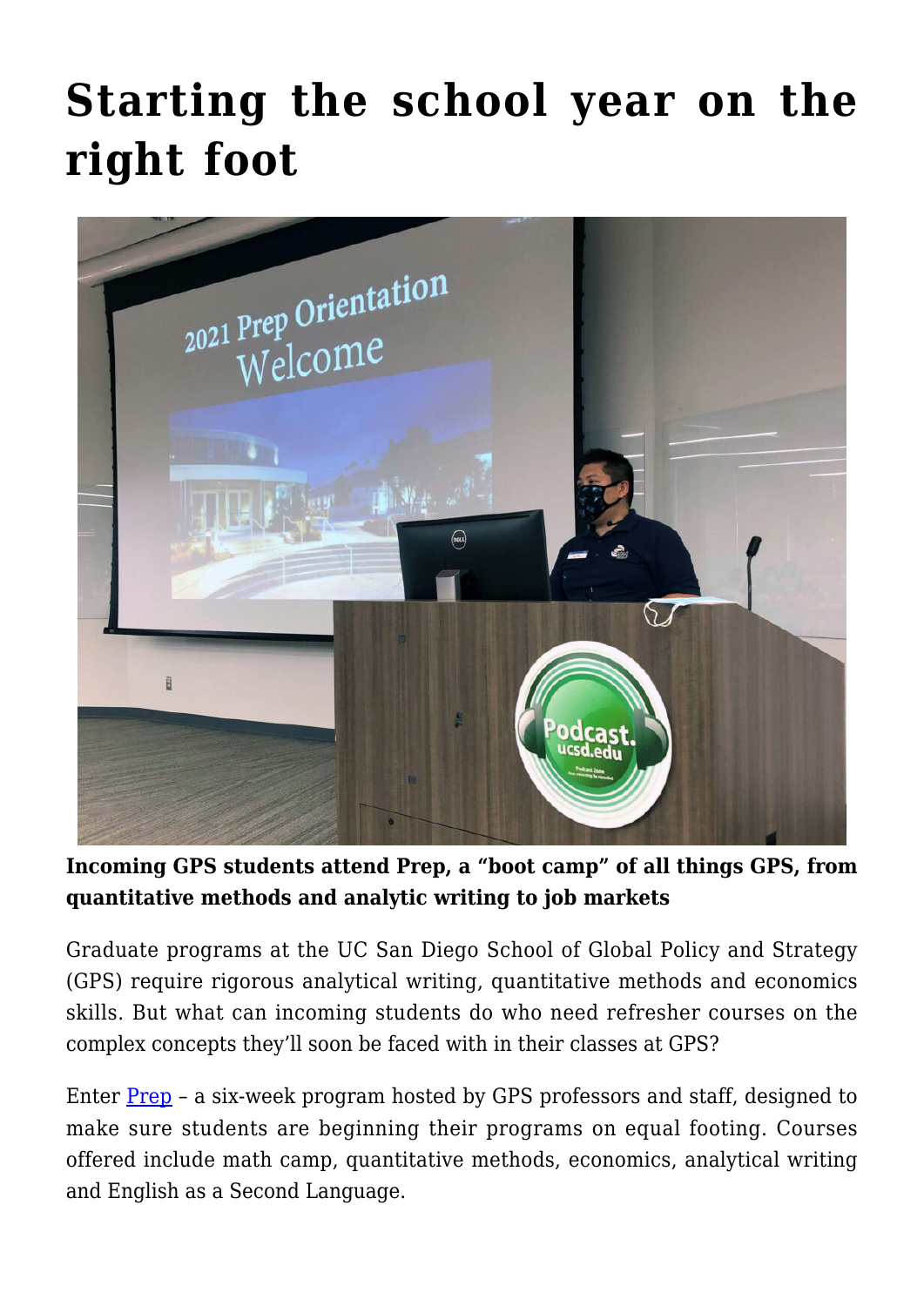# Starting the school year on the right foot

**Incoming GPS students attend Prep, a "boot camp" of all things GPS, from quantitative methods and analytic writing to job markets**

Graduate programs at the UC San Diego School of Global Policy and Strategy (GPS) require rigorous analytical writing, quantitative methods and economics skills. But what can incoming students do who need refresher courses on the complex concepts they'll soon be faced with in their classes at GPS?

Enter Prep – a six-week program hosted by GPS professors and staff, designed to make sure students are beginning their programs on equal footing. Courses offered include math camp, quantitative methods, economics, analytical writing and English as a Second Language.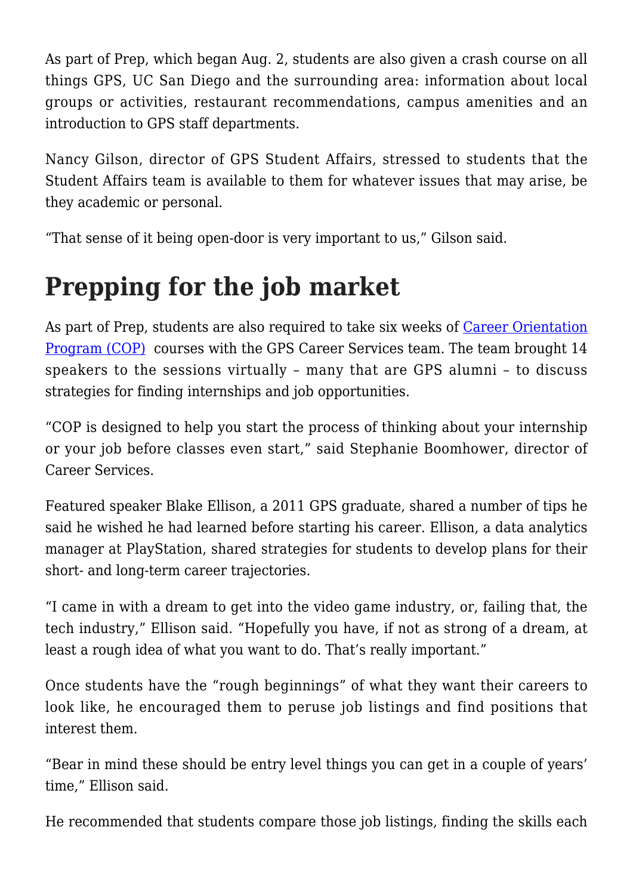As part of Prep, which began Aug. 2, students are also given a crash course on all things GPS, UC San Diego and the surrounding area: information about local groups or activities, restaurant recommendations, campus amenities and an introduction to GPS staff departments.

Nancy Gilson, director of GPS Student Affairs, stressed to students that the Student Affairs team is available to them for whatever issues that may arise, be they academic or personal.

"That sense of it being open-door is very important to us," Gilson said.

## Prepping for the job market

As part of Prep, students are also required to take six weeks of Career Orientation Program (COP) courses with the GPS Career Services team. The team brought 14 speakers to the sessions virtually – many that are GPS alumni – to discuss strategies for finding internships and job opportunities.

"COP is designed to help you start the process of thinking about your internship or your job before classes even start," said Stephanie Boomhower, director of Career Services.

Featured speaker Blake Ellison, a 2011 GPS graduate, shared a number of tips he said he wished he had learned before starting his career. Ellison, a data analytics manager at PlayStation, shared strategies for students to develop plans for their short- and long-term career trajectories.

"I came in with a dream to get into the video game industry, or, failing that, the tech industry," Ellison said. "Hopefully you have, if not as strong of a dream, at least a rough idea of what you want to do. That's really important."

Once students have the "rough beginnings" of what they want their careers to look like, he encouraged them to peruse job listings and find positions that interest them.

"Bear in mind these should be entry level things you can get in a couple of years' time," Ellison said.

He recommended that students compare those job listings, finding the skills each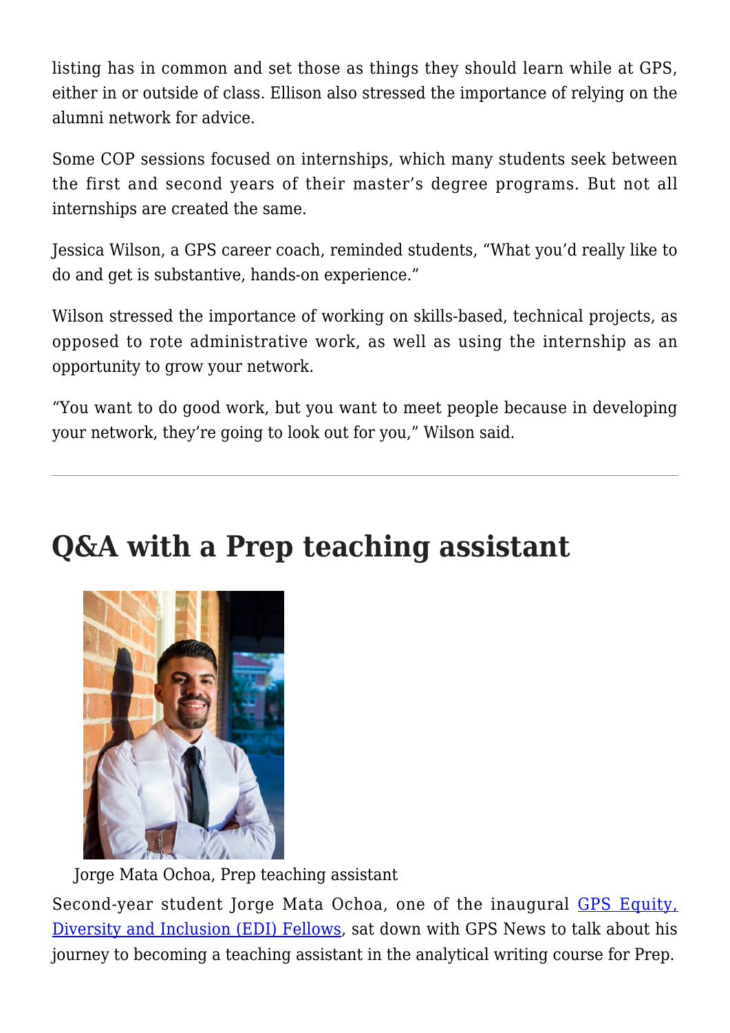listing has in common and set those as things they should learn while at GPS, either in or outside of class. Ellison also stressed the importance of relying on the alumni network for advice.

Some COP sessions focused on internships, which many students seek between the first and second years of their master's degree programs. But not all internships are created the same.

Jessica Wilson, a GPS career coach, reminded students, "What you'd really like to do and get is substantive, hands-on experience."

Wilson stressed the importance of working on skills-based, technical projects, as opposed to rote administrative work, as well as using the internship as an opportunity to grow your network.

"You want to do good work, but you want to meet people because in developing your network, they're going to look out for you," Wilson said.

---

## Q&A with a Prep teaching assistant

Jorge Mata Ochoa, Prep teaching assistant

Second-year student Jorge Mata Ochoa, one of the inaugural [GPS Equity, Diversity and Inclusion (EDI) Fellows](), sat down with GPS News to talk about his journey to becoming a teaching assistant in the analytical writing course for Prep.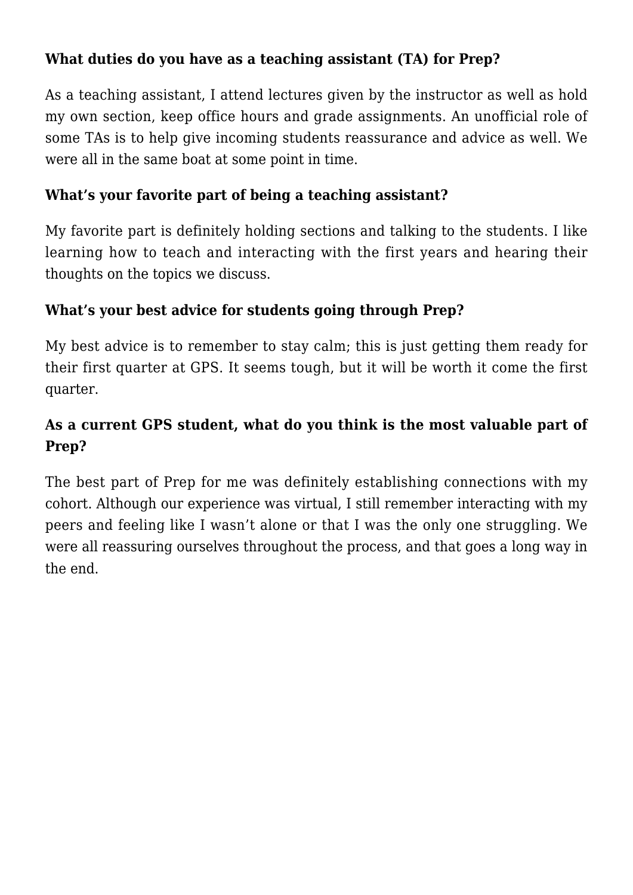**What duties do you have as a teaching assistant (TA) for Prep?**

As a teaching assistant, I attend lectures given by the instructor as well as hold my own section, keep office hours and grade assignments. An unofficial role of some TAs is to help give incoming students reassurance and advice as well. We were all in the same boat at some point in time.

**What's your favorite part of being a teaching assistant?**

My favorite part is definitely holding sections and talking to the students. I like learning how to teach and interacting with the first years and hearing their thoughts on the topics we discuss.

**What's your best advice for students going through Prep?**

My best advice is to remember to stay calm; this is just getting them ready for their first quarter at GPS. It seems tough, but it will be worth it come the first quarter.

**As a current GPS student, what do you think is the most valuable part of Prep?**

The best part of Prep for me was definitely establishing connections with my cohort. Although our experience was virtual, I still remember interacting with my peers and feeling like I wasn't alone or that I was the only one struggling. We were all reassuring ourselves throughout the process, and that goes a long way in the end.